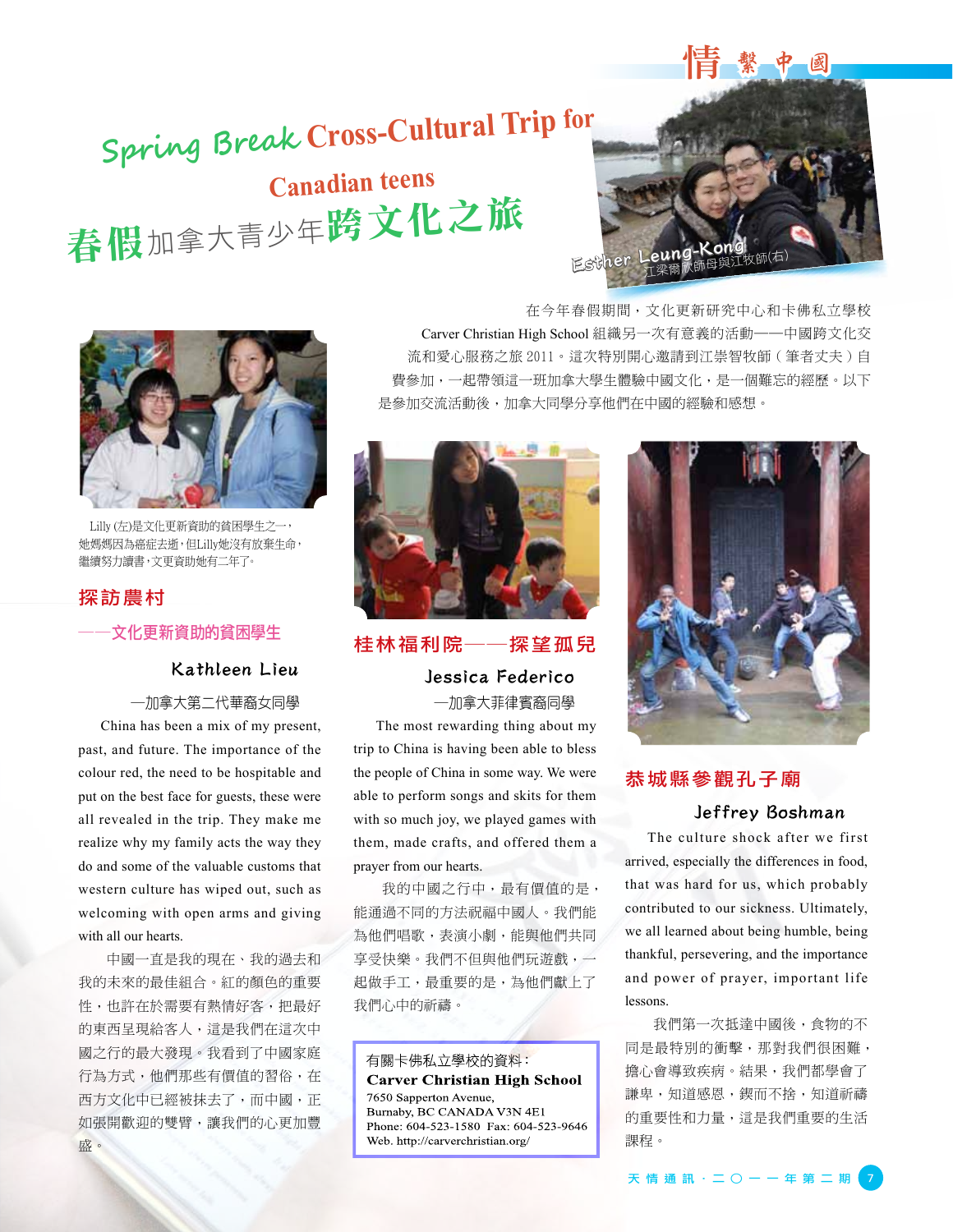# Spring Break Cross-Cultural Trip for Canadian teens

# 春假加拿大青少年跨文化之旅

Esther Leung-Kong
江梁爾欣師母與江牧師(右)

在今年春假期間，文化更新研究中心和卡佛私立學校 Carver Christian High School 組織另一次有意義的活動——中國跨文化交流和愛心服務之旅 2011。這次特別開心邀請到江崇智牧師（筆者丈夫）自費參加，一起帶領這一班加拿大學生體驗中國文化，是一個難忘的經驗。以下是參加交流活動後，加拿大同學分享他們在中國的經驗和感想。

Lilly (左)是文化更新資助的貧困學生之一，她媽媽因為癌症去逝，但Lilly她沒有放棄生命，繼續努力讀書，文更資助她有二年了。

## 探訪農村

### ——文化更新資助的貧困學生

**Kathleen Lieu**

—加拿大第二代華裔女同學

China has been a mix of my present, past, and future. The importance of the colour red, the need to be hospitable and put on the best face for guests, these were all revealed in the trip. They make me realize why my family acts the way they do and some of the valuable customs that western culture has wiped out, such as welcoming with open arms and giving with all our hearts.

中國一直是我的現在、我的過去和我的未來的最佳組合。紅的顏色的重要性，也許在於需要有熱情好客，把最好的東西呈現給客人，這是我們在這次中國之行的最大發現。我看到了中國家庭行為方式，他們那些有價值的習俗，在西方文化中已經被抹去了，而中國，正如張開歡迎的雙臂，讓我們的心更加豐盛。

## 桂林福利院——探望孤兒

**Jessica Federico**

—加拿大菲律賓裔同學

The most rewarding thing about my trip to China is having been able to bless the people of China in some way. We were able to perform songs and skits for them with so much joy, we played games with them, made crafts, and offered them a prayer from our hearts.

我的中國之行中，最有價值的是，能通過不同的方法祝福中國人。我們能為他們唱歌，表演小劇，能與他們共同享受快樂。我們不但與他們玩遊戲，一起做手工，最重要的是，為他們獻上了我們心中的祈禱。

有關卡佛私立學校的資料：
**Carver Christian High School**
7650 Sapperton Avenue,
Burnaby, BC CANADA V3N 4E1
Phone: 604-523-1580 Fax: 604-523-9646
Web. http://carverchristian.org/

## 恭城縣參觀孔子廟

**Jeffrey Boshman**

The culture shock after we first arrived, especially the differences in food, that was hard for us, which probably contributed to our sickness. Ultimately, we all learned about being humble, being thankful, persevering, and the importance and power of prayer, important life lessons.

我們第一次抵達中國後，食物的不同是最特別的衝擊，那對我們很困難，擔心會導致疾病。結果，我們都學會了謙卑，知道感恩，鍥而不捨，知道祈禱的重要性和力量，這是我們重要的生活課程。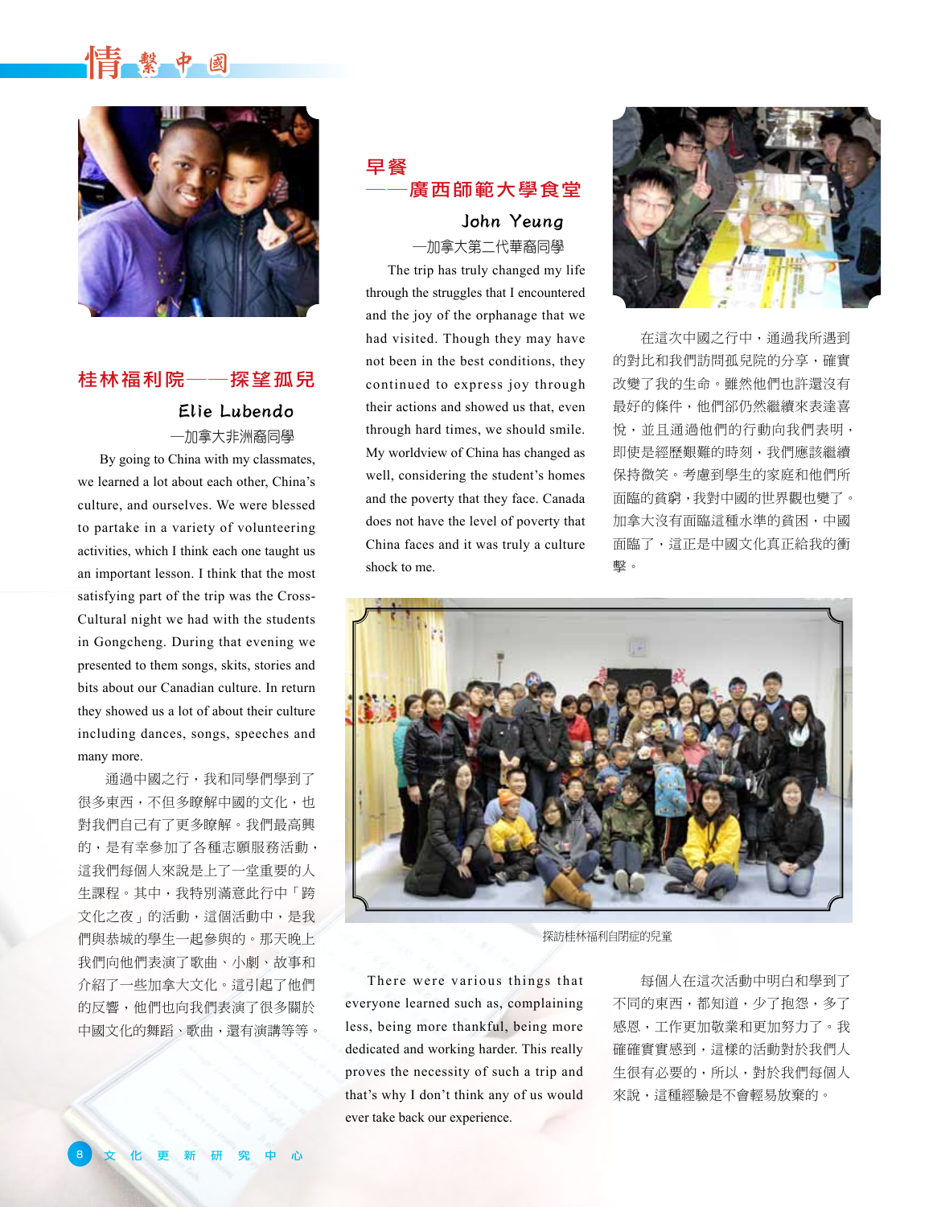## 桂林福利院——探望孤兒

**Elie Lubendo**

—加拿大非洲裔同學

By going to China with my classmates, we learned a lot about each other, China's culture, and ourselves. We were blessed to partake in a variety of volunteering activities, which I think each one taught us an important lesson. I think that the most satisfying part of the trip was the Cross-Cultural night we had with the students in Gongcheng. During that evening we presented to them songs, skits, stories and bits about our Canadian culture. In return they showed us a lot of about their culture including dances, songs, speeches and many more.

通過中國之行，我和同學們學到了很多東西，不但多瞭解中國的文化，也對我們自己有了更多瞭解。我們最高興的，是有幸參加了各種志願服務活動，這我們每個人來說是上了一堂重要的人生課程。其中，我特別滿意此行中「跨文化之夜」的活動，這個活動中，是我們與恭城的學生一起參與的。那天晚上我們向他們表演了歌曲、小劇、故事和介紹了一些加拿大文化。這引起了他們的反響，他們也向我們表演了很多關於中國文化的舞蹈、歌曲，還有演講等等。

## 早餐
## ——廣西師範大學食堂

**John Yeung**

—加拿大第二代華裔同學

The trip has truly changed my life through the struggles that I encountered and the joy of the orphanage that we had visited. Though they may have not been in the best conditions, they continued to express joy through their actions and showed us that, even through hard times, we should smile. My worldview of China has changed as well, considering the student's homes and the poverty that they face. Canada does not have the level of poverty that China faces and it was truly a culture shock to me.

在這次中國之行中，通過我所遇到的對比和我們訪問孤兒院的分享，確實改變了我的生命。雖然他們也許還沒有最好的條件，他們卻仍然繼續來表達喜悅，並且通過他們的行動向我們表明，即使是經歷艱難的時刻，我們應該繼續保持微笑。考慮到學生的家庭和他們所面臨的貧窮，我對中國的世界觀也變了。加拿大沒有面臨這種水準的貧困，中國面臨了，這正是中國文化真正給我的衝擊。

探訪桂林福利自閉症的兒童

There were various things that everyone learned such as, complaining less, being more thankful, being more dedicated and working harder. This really proves the necessity of such a trip and that's why I don't think any of us would ever take back our experience.

每個人在這次活動中明白和學到了不同的東西，都知道，少了抱怨，多了感恩，工作更加敬業和更加努力了。我確確實實感到，這樣的活動對於我們人生很有必要的，所以，對於我們每個人來說，這種經驗是不會輕易放棄的。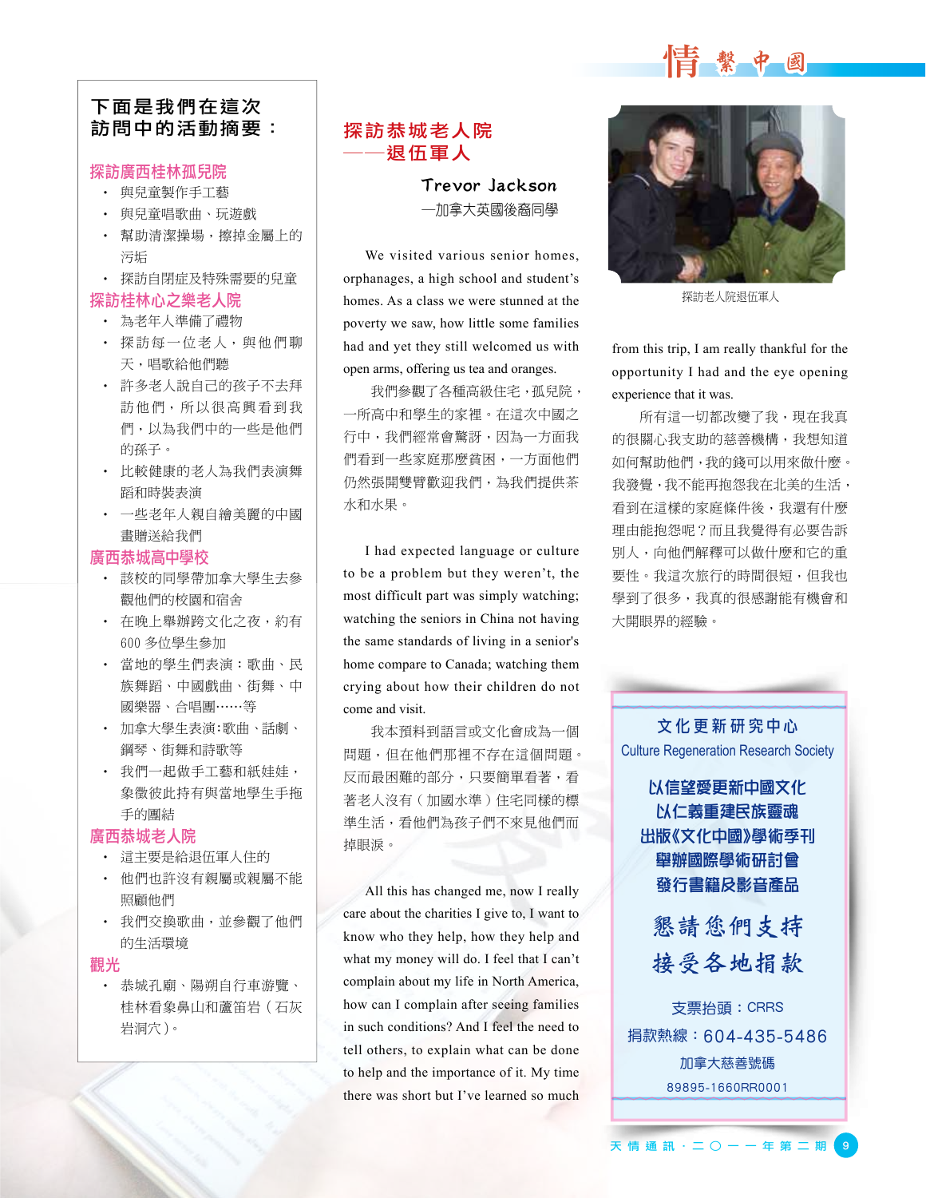## 下面是我們在這次訪問中的活動摘要：

### 探訪廣西桂林孤兒院

- 與兒童製作手工藝
- 與兒童唱歌曲、玩遊戲
- 幫助清潔操場，擦掉金屬上的污垢
- 探訪自閉症及特殊需要的兒童

### 探訪桂林心之樂老人院

- 為老年人準備了禮物
- 探訪每一位老人，與他們聊天，唱歌給他們聽
- 許多老人說自己的孩子不去拜訪他們，所以很高興看到我們，以為我們中的一些是他們的孫子。
- 比較健康的老人為我們表演舞蹈和時裝表演
- 一些老年人親自繪美麗的中國畫贈送給我們

### 廣西恭城高中學校

- 該校的同學帶加拿大學生去參觀他們的校園和宿舍
- 在晚上舉辦跨文化之夜，約有600多位學生參加
- 當地的學生們表演：歌曲、民族舞蹈、中國戲曲、街舞、中國樂器、合唱團……等
- 加拿大學生表演：歌曲、話劇、鋼琴、街舞和詩歌等
- 我們一起做手工藝和紙娃娃，象徵彼此持有與當地學生手拖手的團結

### 廣西恭城老人院

- 這主要是給退伍軍人住的
- 他們也許沒有親屬或親屬不能照顧他們
- 我們交換歌曲，並參觀了他們的生活環境

### 觀光

- 恭城孔廟、陽朔自行車游覽、桂林看象鼻山和蘆笛岩（石灰岩洞穴）。

## 探訪恭城老人院——退伍軍人

**Trevor Jackson**

—加拿大英國後裔同學

We visited various senior homes, orphanages, a high school and student's homes. As a class we were stunned at the poverty we saw, how little some families had and yet they still welcomed us with open arms, offering us tea and oranges.

我們參觀了各種高級住宅，孤兒院，一所高中和學生的家裡。在這次中國之行中，我們經常會驚訝，因為一方面我們看到一些家庭那麼貧困，一方面他們仍然張開雙臂歡迎我們，為我們提供茶水和水果。

I had expected language or culture to be a problem but they weren't, the most difficult part was simply watching; watching the seniors in China not having the same standards of living in a senior's home compare to Canada; watching them crying about how their children do not come and visit.

我本預料到語言或文化會成為一個問題，但在他們那裡不存在這個問題。反而最困難的部分，只要簡單看著，看著老人沒有（加國水準）住宅同樣的標準生活，看他們為孩子們不來見他們而掉眼淚。

All this has changed me, now I really care about the charities I give to, I want to know who they help, how they help and what my money will do. I feel that I can't complain about my life in North America, how can I complain after seeing families in such conditions? And I feel the need to tell others, to explain what can be done to help and the importance of it. My time there was short but I've learned so much from this trip, I am really thankful for the opportunity I had and the eye opening experience that it was.

探訪老人院退伍軍人

所有這一切都改變了我，現在我真的很關心我支助的慈善機構，我想知道如何幫助他們，我的錢可以用來做什麼。我發覺，我不能再抱怨我在北美的生活，看到在這樣的家庭條件後，我還有什麼理由能抱怨呢？而且我覺得有必要告訴別人，向他們解釋可以做什麼和它的重要性。我這次旅行的時間很短，但我也學到了很多，我真的很感謝能有機會和大開眼界的經驗。

---

**文化更新研究中心**

**Culture Regeneration Research Society**

以信望愛更新中國文化
以仁義重建民族靈魂
出版《文化中國》學術季刊
舉辦國際學術研討會
發行書籍及影音產品

**懇請您們支持**
**接受各地捐款**

支票抬頭：CRRS
捐款熱線：604-435-5486
加拿大慈善號碼
89895-1660RR0001